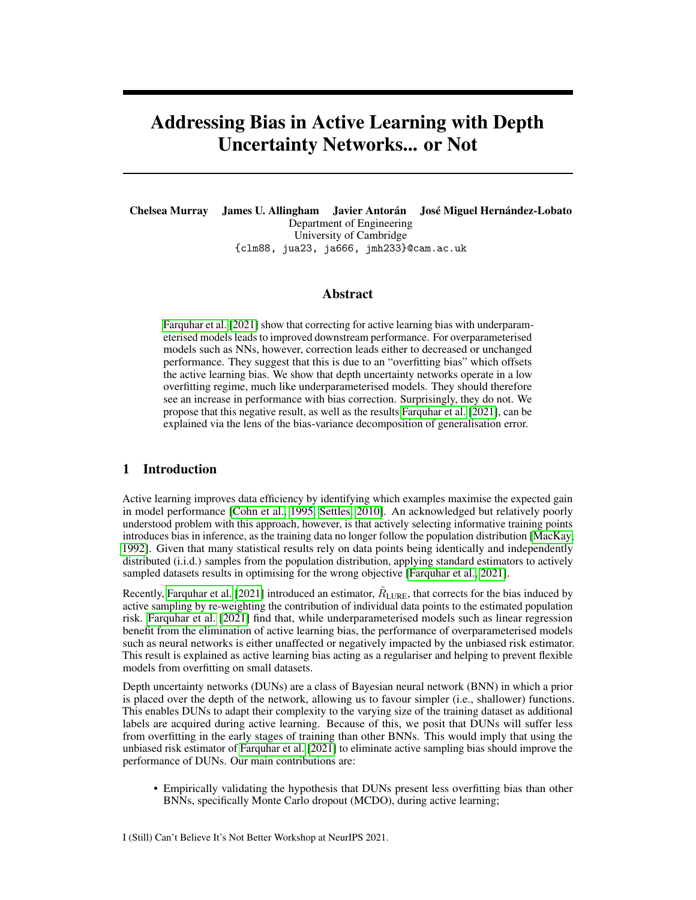# Addressing Bias in Active Learning with Depth Uncertainty Networks... or Not

**Chelsea Murray James U. Allingham Javier Antorán José Miguel Hernández-Lobato**
Department of Engineering
University of Cambridge
{clm88, jua23, ja666, jmh233}@cam.ac.uk

## Abstract

Farquhar et al. [2021] show that correcting for active learning bias with underparameterised models leads to improved downstream performance. For overparameterised models such as NNs, however, correction leads either to decreased or unchanged performance. They suggest that this is due to an "overfitting bias" which offsets the active learning bias. We show that depth uncertainty networks operate in a low overfitting regime, much like underparameterised models. They should therefore see an increase in performance with bias correction. Surprisingly, they do not. We propose that this negative result, as well as the results Farquhar et al. [2021], can be explained via the lens of the bias-variance decomposition of generalisation error.

## 1 Introduction

Active learning improves data efficiency by identifying which examples maximise the expected gain in model performance [Cohn et al., 1995, Settles, 2010]. An acknowledged but relatively poorly understood problem with this approach, however, is that actively selecting informative training points introduces bias in inference, as the training data no longer follow the population distribution [MacKay, 1992]. Given that many statistical results rely on data points being identically and independently distributed (i.i.d.) samples from the population distribution, applying standard estimators to actively sampled datasets results in optimising for the wrong objective [Farquhar et al., 2021].

Recently, Farquhar et al. [2021] introduced an estimator, $\tilde{R}_{\text{LURE}}$, that corrects for the bias induced by active sampling by re-weighting the contribution of individual data points to the estimated population risk. Farquhar et al. [2021] find that, while underparameterised models such as linear regression benefit from the elimination of active learning bias, the performance of overparameterised models such as neural networks is either unaffected or negatively impacted by the unbiased risk estimator. This result is explained as active learning bias acting as a regulariser and helping to prevent flexible models from overfitting on small datasets.

Depth uncertainty networks (DUNs) are a class of Bayesian neural network (BNN) in which a prior is placed over the depth of the network, allowing us to favour simpler (i.e., shallower) functions. This enables DUNs to adapt their complexity to the varying size of the training dataset as additional labels are acquired during active learning. Because of this, we posit that DUNs will suffer less from overfitting in the early stages of training than other BNNs. This would imply that using the unbiased risk estimator of Farquhar et al. [2021] to eliminate active sampling bias should improve the performance of DUNs. Our main contributions are:

- Empirically validating the hypothesis that DUNs present less overfitting bias than other BNNs, specifically Monte Carlo dropout (MCDO), during active learning;

I (Still) Can't Believe It's Not Better Workshop at NeurIPS 2021.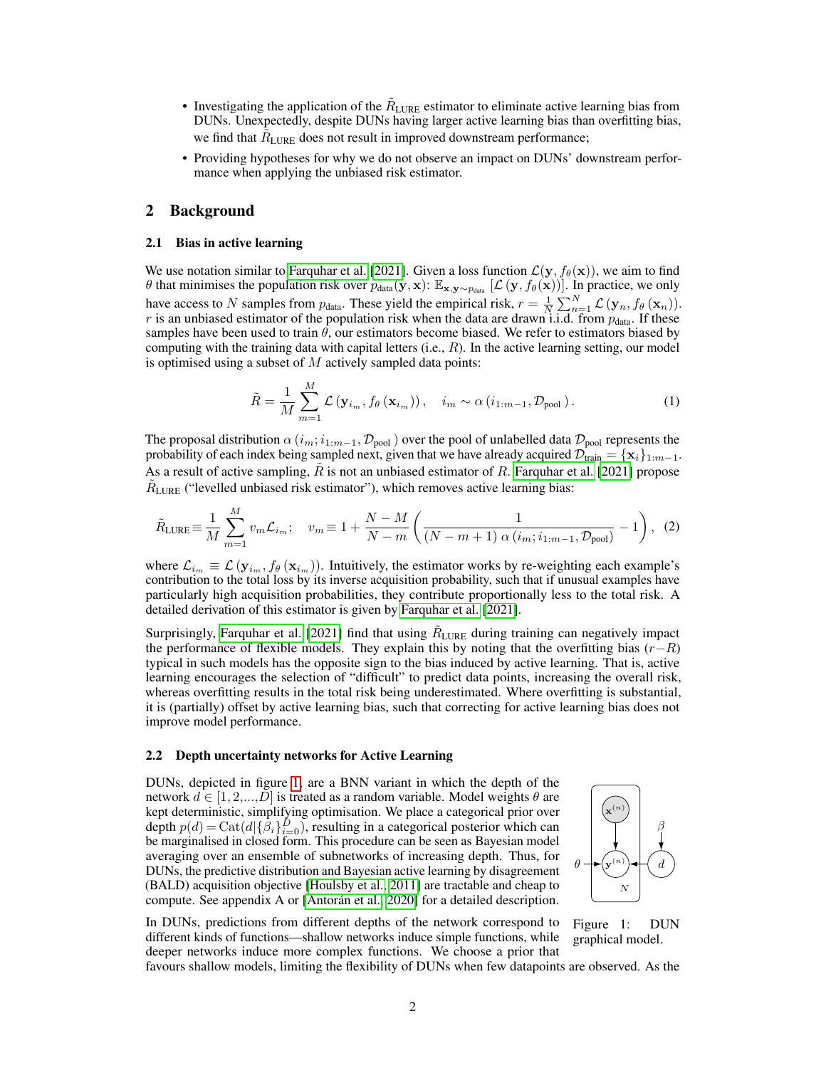- Investigating the application of the $\tilde{R}_{\text{LURE}}$ estimator to eliminate active learning bias from DUNs. Unexpectedly, despite DUNs having larger active learning bias than overfitting bias, we find that $\tilde{R}_{\text{LURE}}$ does not result in improved downstream performance;
- Providing hypotheses for why we do not observe an impact on DUNs' downstream performance when applying the unbiased risk estimator.

## 2 Background

### 2.1 Bias in active learning

We use notation similar to Farquhar et al. [2021]. Given a loss function $\mathcal{L}(\mathbf{y}, f_\theta(\mathbf{x}))$, we aim to find $\theta$ that minimises the population risk over $p_{\text{data}}(\mathbf{y}, \mathbf{x})$: $\mathbb{E}_{\mathbf{x},\mathbf{y}\sim p_{\text{data}}}\left[\mathcal{L}\left(\mathbf{y}, f_\theta(\mathbf{x})\right)\right]$. In practice, we only have access to $N$ samples from $p_{\text{data}}$. These yield the empirical risk, $r = \frac{1}{N}\sum_{n=1}^{N}\mathcal{L}\left(\mathbf{y}_n, f_\theta\left(\mathbf{x}_n\right)\right)$. $r$ is an unbiased estimator of the population risk when the data are drawn i.i.d. from $p_{\text{data}}$. If these samples have been used to train $\theta$, our estimators become biased. We refer to estimators biased by computing with the training data with capital letters (i.e., $R$). In the active learning setting, our model is optimised using a subset of $M$ actively sampled data points:

$$\tilde{R} = \frac{1}{M}\sum_{m=1}^{M}\mathcal{L}\left(\mathbf{y}_{i_m}, f_\theta\left(\mathbf{x}_{i_m}\right)\right), \quad i_m \sim \alpha\left(i_{1:m-1}, \mathcal{D}_{\text{pool}}\right). \tag{1}$$

The proposal distribution $\alpha\left(i_m; i_{1:m-1}, \mathcal{D}_{\text{pool}}\right)$ over the pool of unlabelled data $\mathcal{D}_{\text{pool}}$ represents the probability of each index being sampled next, given that we have already acquired $\mathcal{D}_{\text{train}} = \{\mathbf{x}_i\}_{1:m-1}$. As a result of active sampling, $\tilde{R}$ is not an unbiased estimator of $R$. Farquhar et al. [2021] propose $\tilde{R}_{\text{LURE}}$ ("levelled unbiased risk estimator"), which removes active learning bias:

$$\tilde{R}_{\text{LURE}} \equiv \frac{1}{M}\sum_{m=1}^{M} v_m \mathcal{L}_{i_m}; \quad v_m \equiv 1 + \frac{N-M}{N-m}\left(\frac{1}{(N-m+1)\,\alpha\left(i_m; i_{1:m-1}, \mathcal{D}_{\text{pool}}\right)} - 1\right), \tag{2}$$

where $\mathcal{L}_{i_m} \equiv \mathcal{L}\left(\mathbf{y}_{i_m}, f_\theta\left(\mathbf{x}_{i_m}\right)\right)$. Intuitively, the estimator works by re-weighting each example's contribution to the total loss by its inverse acquisition probability, such that if unusual examples have particularly high acquisition probabilities, they contribute proportionally less to the total risk. A detailed derivation of this estimator is given by Farquhar et al. [2021].

Surprisingly, Farquhar et al. [2021] find that using $\tilde{R}_{\text{LURE}}$ during training can negatively impact the performance of flexible models. They explain this by noting that the overfitting bias $(r - R)$ typical in such models has the opposite sign to the bias induced by active learning. That is, active learning encourages the selection of "difficult" to predict data points, increasing the overall risk, whereas overfitting results in the total risk being underestimated. Where overfitting is substantial, it is (partially) offset by active learning bias, such that correcting for active learning bias does not improve model performance.

### 2.2 Depth uncertainty networks for Active Learning

DUNs, depicted in figure 1, are a BNN variant in which the depth of the network $d \in [1, 2, ..., D]$ is treated as a random variable. Model weights $\theta$ are kept deterministic, simplifying optimisation. We place a categorical prior over depth $p(d) = \text{Cat}(d|\{\beta_i\}_{i=0}^{D})$, resulting in a categorical posterior which can be marginalised in closed form. This procedure can be seen as Bayesian model averaging over an ensemble of subnetworks of increasing depth. Thus, for DUNs, the predictive distribution and Bayesian active learning by disagreement (BALD) acquisition objective [Houlsby et al., 2011] are tractable and cheap to compute. See appendix A or [Antorán et al., 2020] for a detailed description.

Figure 1: DUN graphical model.

In DUNs, predictions from different depths of the network correspond to different kinds of functions—shallow networks induce simple functions, while deeper networks induce more complex functions. We choose a prior that favours shallow models, limiting the flexibility of DUNs when few datapoints are observed. As the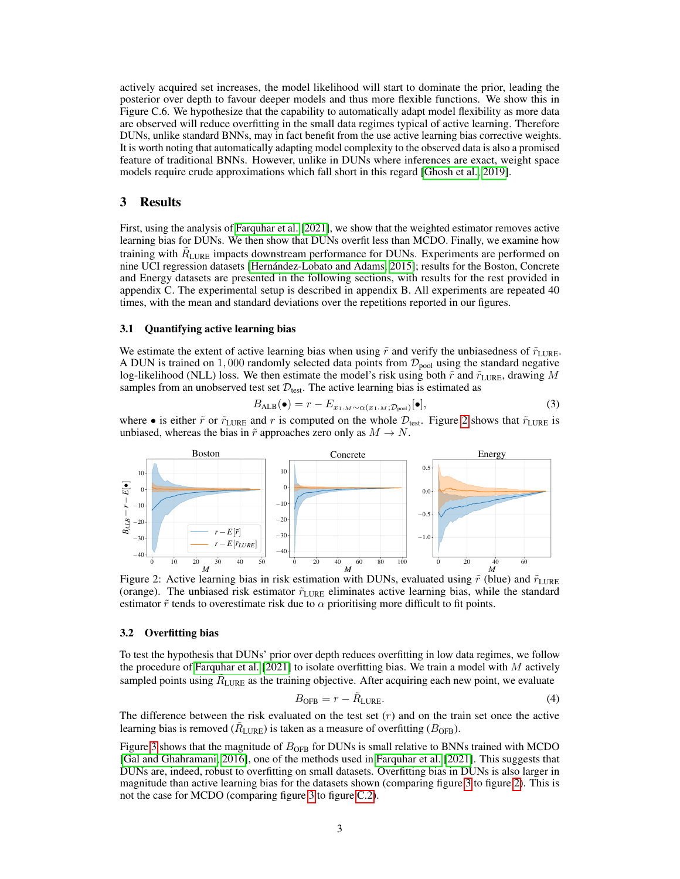actively acquired set increases, the model likelihood will start to dominate the prior, leading the posterior over depth to favour deeper models and thus more flexible functions. We show this in Figure C.6. We hypothesize that the capability to automatically adapt model flexibility as more data are observed will reduce overfitting in the small data regimes typical of active learning. Therefore DUNs, unlike standard BNNs, may in fact benefit from the use active learning bias corrective weights. It is worth noting that automatically adapting model complexity to the observed data is also a promised feature of traditional BNNs. However, unlike in DUNs where inferences are exact, weight space models require crude approximations which fall short in this regard [Ghosh et al., 2019].

## 3 Results

First, using the analysis of Farquhar et al. [2021], we show that the weighted estimator removes active learning bias for DUNs. We then show that DUNs overfit less than MCDO. Finally, we examine how training with $\tilde{R}_{\text{LURE}}$ impacts downstream performance for DUNs. Experiments are performed on nine UCI regression datasets [Hernández-Lobato and Adams, 2015]; results for the Boston, Concrete and Energy datasets are presented in the following sections, with results for the rest provided in appendix C. The experimental setup is described in appendix B. All experiments are repeated 40 times, with the mean and standard deviations over the repetitions reported in our figures.

### 3.1 Quantifying active learning bias

We estimate the extent of active learning bias when using $\tilde{r}$ and verify the unbiasedness of $\tilde{r}_{\text{LURE}}$. A DUN is trained on $1,000$ randomly selected data points from $\mathcal{D}_{\text{pool}}$ using the standard negative log-likelihood (NLL) loss. We then estimate the model's risk using both $\tilde{r}$ and $\tilde{r}_{\text{LURE}}$, drawing $M$ samples from an unobserved test set $\mathcal{D}_{\text{test}}$. The active learning bias is estimated as

$$B_{\text{ALB}}(\bullet) = r - E_{x_{1:M} \sim \alpha(x_{1:M};\mathcal{D}_{\text{pool}})}[\bullet], \tag{3}$$

where $\bullet$ is either $\tilde{r}$ or $\tilde{r}_{\text{LURE}}$ and $r$ is computed on the whole $\mathcal{D}_{\text{test}}$. Figure 2 shows that $\tilde{r}_{\text{LURE}}$ is unbiased, whereas the bias in $\tilde{r}$ approaches zero only as $M \to N$.

Figure 2: Active learning bias in risk estimation with DUNs, evaluated using $\tilde{r}$ (blue) and $\tilde{r}_{\text{LURE}}$ (orange). The unbiased risk estimator $\tilde{r}_{\text{LURE}}$ eliminates active learning bias, while the standard estimator $\tilde{r}$ tends to overestimate risk due to $\alpha$ prioritising more difficult to fit points.

### 3.2 Overfitting bias

To test the hypothesis that DUNs' prior over depth reduces overfitting in low data regimes, we follow the procedure of Farquhar et al. [2021] to isolate overfitting bias. We train a model with $M$ actively sampled points using $\tilde{R}_{\text{LURE}}$ as the training objective. After acquiring each new point, we evaluate

$$B_{\text{OFB}} = r - \tilde{R}_{\text{LURE}}. \tag{4}$$

The difference between the risk evaluated on the test set ($r$) and on the train set once the active learning bias is removed ($\tilde{R}_{\text{LURE}}$) is taken as a measure of overfitting ($B_{\text{OFB}}$).

Figure 3 shows that the magnitude of $B_{\text{OFB}}$ for DUNs is small relative to BNNs trained with MCDO [Gal and Ghahramani, 2016], one of the methods used in Farquhar et al. [2021]. This suggests that DUNs are, indeed, robust to overfitting on small datasets. Overfitting bias in DUNs is also larger in magnitude than active learning bias for the datasets shown (comparing figure 3 to figure 2). This is not the case for MCDO (comparing figure 3 to figure C.2).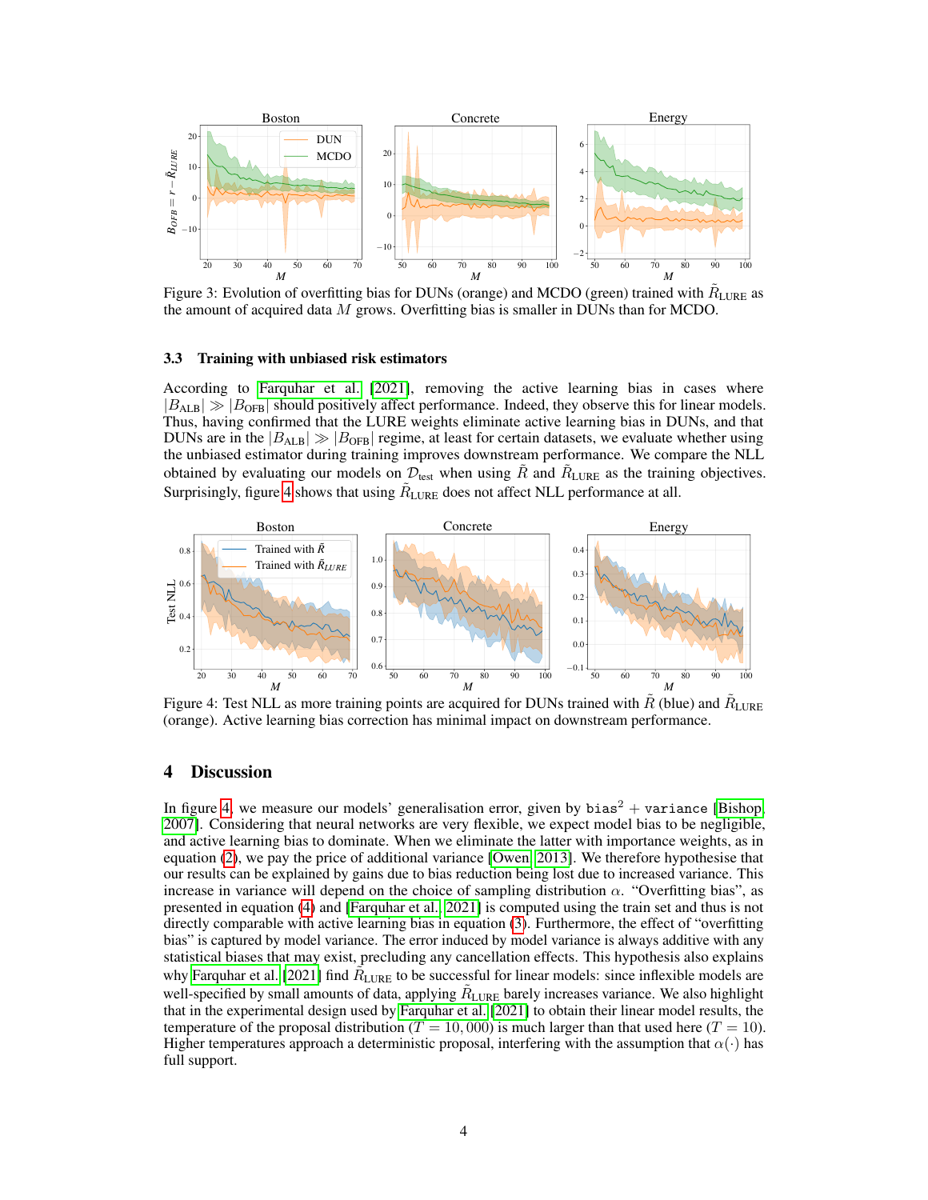Figure 3: Evolution of overfitting bias for DUNs (orange) and MCDO (green) trained with $\tilde{R}_{\text{LURE}}$ as the amount of acquired data $M$ grows. Overfitting bias is smaller in DUNs than for MCDO.

### 3.3 Training with unbiased risk estimators

According to Farquhar et al. [2021], removing the active learning bias in cases where $|B_{\text{ALB}}| \gg |B_{\text{OFB}}|$ should positively affect performance. Indeed, they observe this for linear models. Thus, having confirmed that the LURE weights eliminate active learning bias in DUNs, and that DUNs are in the $|B_{\text{ALB}}| \gg |B_{\text{OFB}}|$ regime, at least for certain datasets, we evaluate whether using the unbiased estimator during training improves downstream performance. We compare the NLL obtained by evaluating our models on $\mathcal{D}_{\text{test}}$ when using $\tilde{R}$ and $\tilde{R}_{\text{LURE}}$ as the training objectives. Surprisingly, figure 4 shows that using $\tilde{R}_{\text{LURE}}$ does not affect NLL performance at all.

Figure 4: Test NLL as more training points are acquired for DUNs trained with $\tilde{R}$ (blue) and $\tilde{R}_{\text{LURE}}$ (orange). Active learning bias correction has minimal impact on downstream performance.

## 4 Discussion

In figure 4, we measure our models' generalisation error, given by $\texttt{bias}^2 + \texttt{variance}$ [Bishop, 2007]. Considering that neural networks are very flexible, we expect model bias to be negligible, and active learning bias to dominate. When we eliminate the latter with importance weights, as in equation (2), we pay the price of additional variance [Owen, 2013]. We therefore hypothesise that our results can be explained by gains due to bias reduction being lost due to increased variance. This increase in variance will depend on the choice of sampling distribution $\alpha$. "Overfitting bias", as presented in equation (4) and [Farquhar et al., 2021] is computed using the train set and thus is not directly comparable with active learning bias in equation (3). Furthermore, the effect of "overfitting bias" is captured by model variance. The error induced by model variance is always additive with any statistical biases that may exist, precluding any cancellation effects. This hypothesis also explains why Farquhar et al. [2021] find $\tilde{R}_{\text{LURE}}$ to be successful for linear models: since inflexible models are well-specified by small amounts of data, applying $\tilde{R}_{\text{LURE}}$ barely increases variance. We also highlight that in the experimental design used by Farquhar et al. [2021] to obtain their linear model results, the temperature of the proposal distribution ($T = 10{,}000$) is much larger than that used here ($T = 10$). Higher temperatures approach a deterministic proposal, interfering with the assumption that $\alpha(\cdot)$ has full support.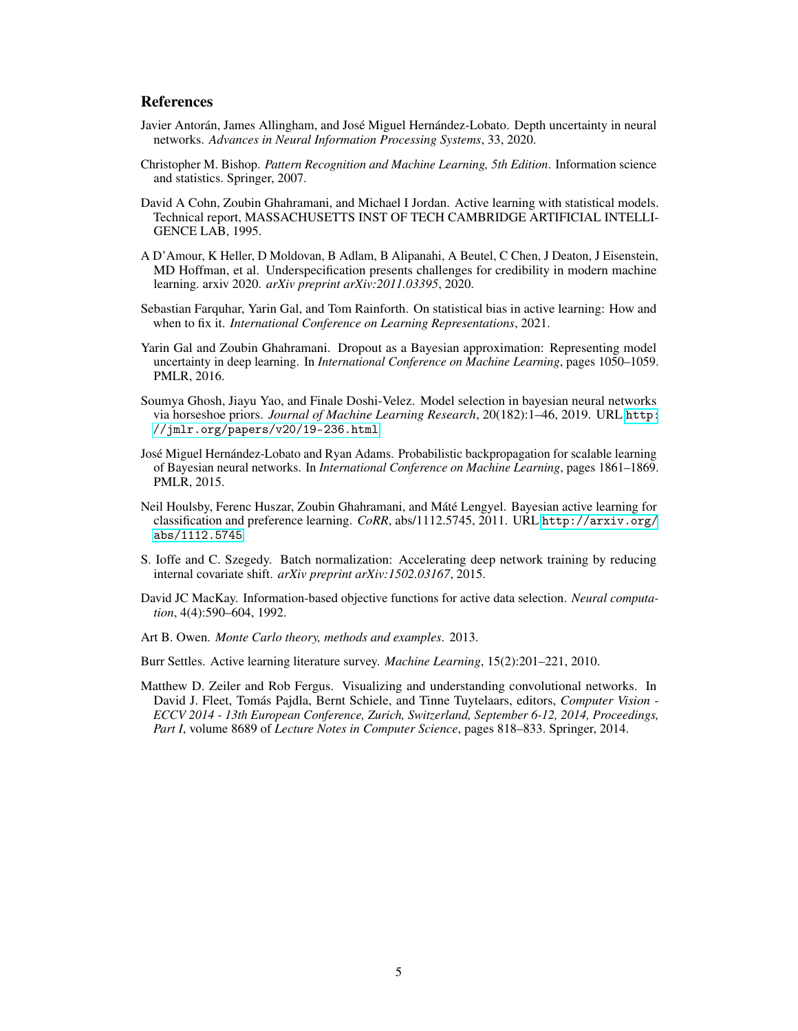## References

Javier Antorán, James Allingham, and José Miguel Hernández-Lobato. Depth uncertainty in neural networks. *Advances in Neural Information Processing Systems*, 33, 2020.

Christopher M. Bishop. *Pattern Recognition and Machine Learning, 5th Edition*. Information science and statistics. Springer, 2007.

David A Cohn, Zoubin Ghahramani, and Michael I Jordan. Active learning with statistical models. Technical report, MASSACHUSETTS INST OF TECH CAMBRIDGE ARTIFICIAL INTELLIGENCE LAB, 1995.

A D'Amour, K Heller, D Moldovan, B Adlam, B Alipanahi, A Beutel, C Chen, J Deaton, J Eisenstein, MD Hoffman, et al. Underspecification presents challenges for credibility in modern machine learning. arxiv 2020. *arXiv preprint arXiv:2011.03395*, 2020.

Sebastian Farquhar, Yarin Gal, and Tom Rainforth. On statistical bias in active learning: How and when to fix it. *International Conference on Learning Representations*, 2021.

Yarin Gal and Zoubin Ghahramani. Dropout as a Bayesian approximation: Representing model uncertainty in deep learning. In *International Conference on Machine Learning*, pages 1050–1059. PMLR, 2016.

Soumya Ghosh, Jiayu Yao, and Finale Doshi-Velez. Model selection in bayesian neural networks via horseshoe priors. *Journal of Machine Learning Research*, 20(182):1–46, 2019. URL http://jmlr.org/papers/v20/19-236.html.

José Miguel Hernández-Lobato and Ryan Adams. Probabilistic backpropagation for scalable learning of Bayesian neural networks. In *International Conference on Machine Learning*, pages 1861–1869. PMLR, 2015.

Neil Houlsby, Ferenc Huszar, Zoubin Ghahramani, and Máté Lengyel. Bayesian active learning for classification and preference learning. *CoRR*, abs/1112.5745, 2011. URL http://arxiv.org/abs/1112.5745.

S. Ioffe and C. Szegedy. Batch normalization: Accelerating deep network training by reducing internal covariate shift. *arXiv preprint arXiv:1502.03167*, 2015.

David JC MacKay. Information-based objective functions for active data selection. *Neural computation*, 4(4):590–604, 1992.

Art B. Owen. *Monte Carlo theory, methods and examples*. 2013.

Burr Settles. Active learning literature survey. *Machine Learning*, 15(2):201–221, 2010.

Matthew D. Zeiler and Rob Fergus. Visualizing and understanding convolutional networks. In David J. Fleet, Tomás Pajdla, Bernt Schiele, and Tinne Tuytelaars, editors, *Computer Vision - ECCV 2014 - 13th European Conference, Zurich, Switzerland, September 6-12, 2014, Proceedings, Part I*, volume 8689 of *Lecture Notes in Computer Science*, pages 818–833. Springer, 2014.